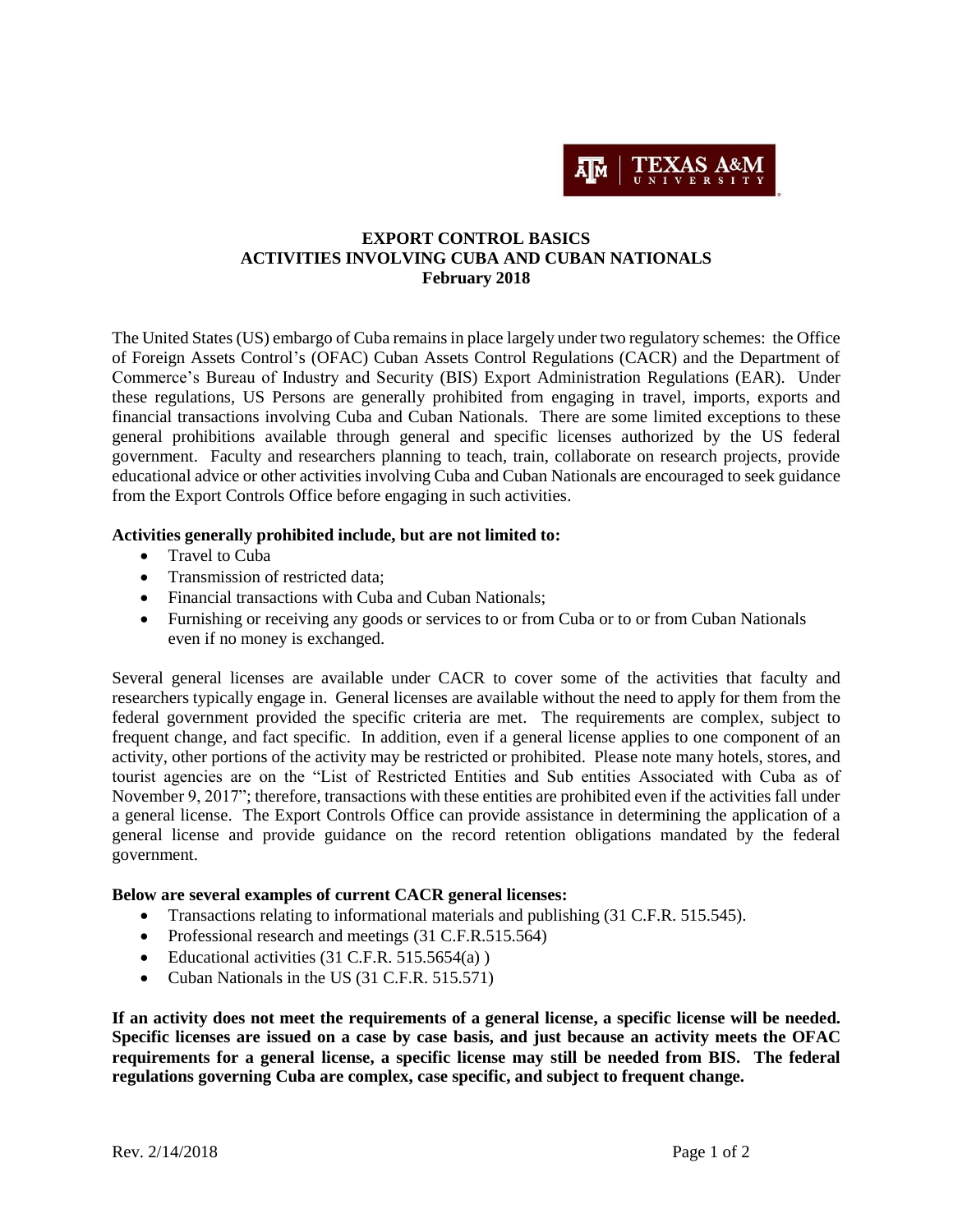# EXPORT CONTROL BASICS
## ACTIVITIES INVOLVING CUBA AND CUBAN NATIONALS
### February 2018

The United States (US) embargo of Cuba remains in place largely under two regulatory schemes: the Office of Foreign Assets Control's (OFAC) Cuban Assets Control Regulations (CACR) and the Department of Commerce's Bureau of Industry and Security (BIS) Export Administration Regulations (EAR). Under these regulations, US Persons are generally prohibited from engaging in travel, imports, exports and financial transactions involving Cuba and Cuban Nationals. There are some limited exceptions to these general prohibitions available through general and specific licenses authorized by the US federal government. Faculty and researchers planning to teach, train, collaborate on research projects, provide educational advice or other activities involving Cuba and Cuban Nationals are encouraged to seek guidance from the Export Controls Office before engaging in such activities.

**Activities generally prohibited include, but are not limited to:**

- Travel to Cuba
- Transmission of restricted data;
- Financial transactions with Cuba and Cuban Nationals;
- Furnishing or receiving any goods or services to or from Cuba or to or from Cuban Nationals even if no money is exchanged.

Several general licenses are available under CACR to cover some of the activities that faculty and researchers typically engage in. General licenses are available without the need to apply for them from the federal government provided the specific criteria are met. The requirements are complex, subject to frequent change, and fact specific. In addition, even if a general license applies to one component of an activity, other portions of the activity may be restricted or prohibited. Please note many hotels, stores, and tourist agencies are on the "List of Restricted Entities and Sub entities Associated with Cuba as of November 9, 2017"; therefore, transactions with these entities are prohibited even if the activities fall under a general license. The Export Controls Office can provide assistance in determining the application of a general license and provide guidance on the record retention obligations mandated by the federal government.

**Below are several examples of current CACR general licenses:**

- Transactions relating to informational materials and publishing (31 C.F.R. 515.545).
- Professional research and meetings (31 C.F.R.515.564)
- Educational activities (31 C.F.R. 515.5654(a) )
- Cuban Nationals in the US (31 C.F.R. 515.571)

**If an activity does not meet the requirements of a general license, a specific license will be needed. Specific licenses are issued on a case by case basis, and just because an activity meets the OFAC requirements for a general license, a specific license may still be needed from BIS. The federal regulations governing Cuba are complex, case specific, and subject to frequent change.**

Rev. 2/14/2018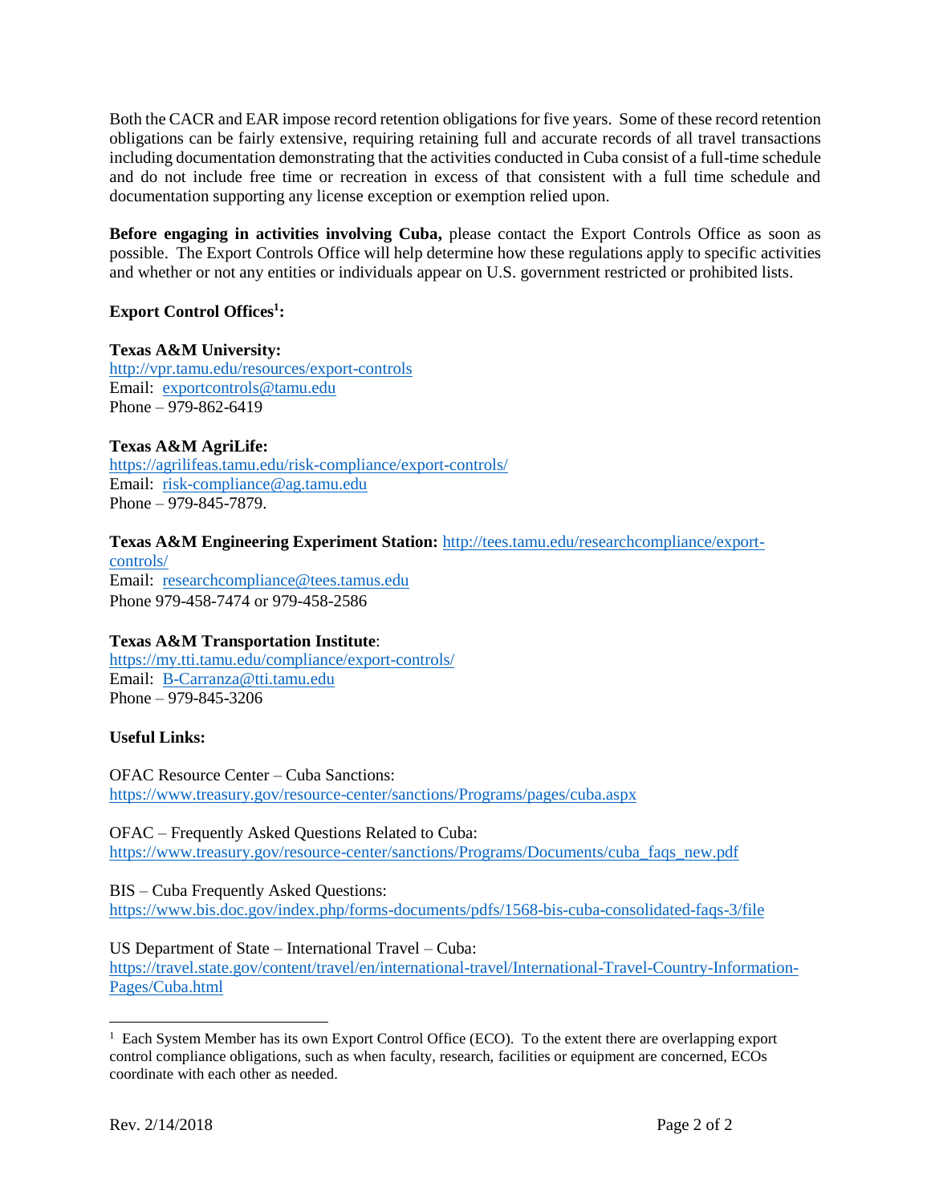Both the CACR and EAR impose record retention obligations for five years. Some of these record retention obligations can be fairly extensive, requiring retaining full and accurate records of all travel transactions including documentation demonstrating that the activities conducted in Cuba consist of a full-time schedule and do not include free time or recreation in excess of that consistent with a full time schedule and documentation supporting any license exception or exemption relied upon.

**Before engaging in activities involving Cuba,** please contact the Export Controls Office as soon as possible. The Export Controls Office will help determine how these regulations apply to specific activities and whether or not any entities or individuals appear on U.S. government restricted or prohibited lists.

**Export Control Offices[1]:**

**Texas A&M University:**
http://vpr.tamu.edu/resources/export-controls
Email: exportcontrols@tamu.edu
Phone – 979-862-6419

**Texas A&M AgriLife:**
https://agrilifeas.tamu.edu/risk-compliance/export-controls/
Email: risk-compliance@ag.tamu.edu
Phone – 979-845-7879.

**Texas A&M Engineering Experiment Station:** http://tees.tamu.edu/researchcompliance/export-controls/
Email: researchcompliance@tees.tamus.edu
Phone 979-458-7474 or 979-458-2586

**Texas A&M Transportation Institute**:
https://my.tti.tamu.edu/compliance/export-controls/
Email: B-Carranza@tti.tamu.edu
Phone – 979-845-3206

**Useful Links:**

OFAC Resource Center – Cuba Sanctions:
https://www.treasury.gov/resource-center/sanctions/Programs/pages/cuba.aspx

OFAC – Frequently Asked Questions Related to Cuba:
https://www.treasury.gov/resource-center/sanctions/Programs/Documents/cuba_faqs_new.pdf

BIS – Cuba Frequently Asked Questions:
https://www.bis.doc.gov/index.php/forms-documents/pdfs/1568-bis-cuba-consolidated-faqs-3/file

US Department of State – International Travel – Cuba:
https://travel.state.gov/content/travel/en/international-travel/International-Travel-Country-Information-Pages/Cuba.html

---

[1] Each System Member has its own Export Control Office (ECO). To the extent there are overlapping export control compliance obligations, such as when faculty, research, facilities or equipment are concerned, ECOs coordinate with each other as needed.

Rev. 2/14/2018